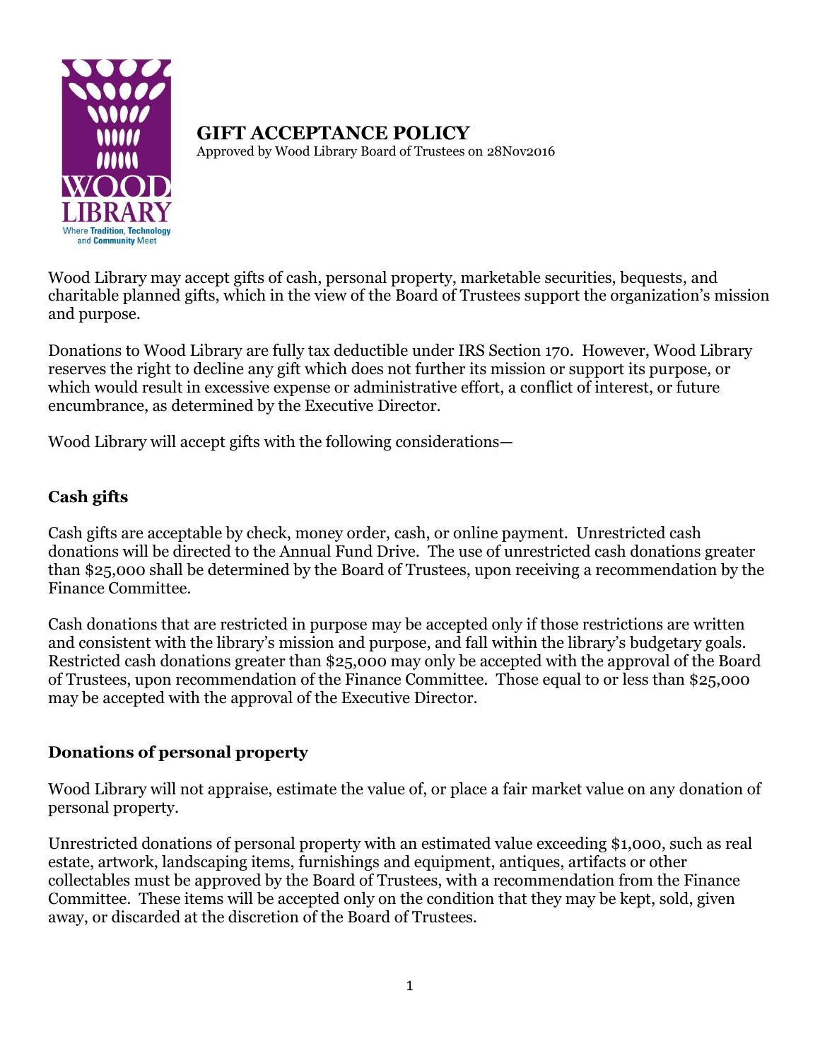# GIFT ACCEPTANCE POLICY

Approved by Wood Library Board of Trustees on 28Nov2016

Wood Library may accept gifts of cash, personal property, marketable securities, bequests, and charitable planned gifts, which in the view of the Board of Trustees support the organization's mission and purpose.

Donations to Wood Library are fully tax deductible under IRS Section 170. However, Wood Library reserves the right to decline any gift which does not further its mission or support its purpose, or which would result in excessive expense or administrative effort, a conflict of interest, or future encumbrance, as determined by the Executive Director.

Wood Library will accept gifts with the following considerations—

## Cash gifts

Cash gifts are acceptable by check, money order, cash, or online payment. Unrestricted cash donations will be directed to the Annual Fund Drive. The use of unrestricted cash donations greater than $25,000 shall be determined by the Board of Trustees, upon receiving a recommendation by the Finance Committee.

Cash donations that are restricted in purpose may be accepted only if those restrictions are written and consistent with the library's mission and purpose, and fall within the library's budgetary goals. Restricted cash donations greater than $25,000 may only be accepted with the approval of the Board of Trustees, upon recommendation of the Finance Committee. Those equal to or less than $25,000 may be accepted with the approval of the Executive Director.

## Donations of personal property

Wood Library will not appraise, estimate the value of, or place a fair market value on any donation of personal property.

Unrestricted donations of personal property with an estimated value exceeding $1,000, such as real estate, artwork, landscaping items, furnishings and equipment, antiques, artifacts or other collectables must be approved by the Board of Trustees, with a recommendation from the Finance Committee. These items will be accepted only on the condition that they may be kept, sold, given away, or discarded at the discretion of the Board of Trustees.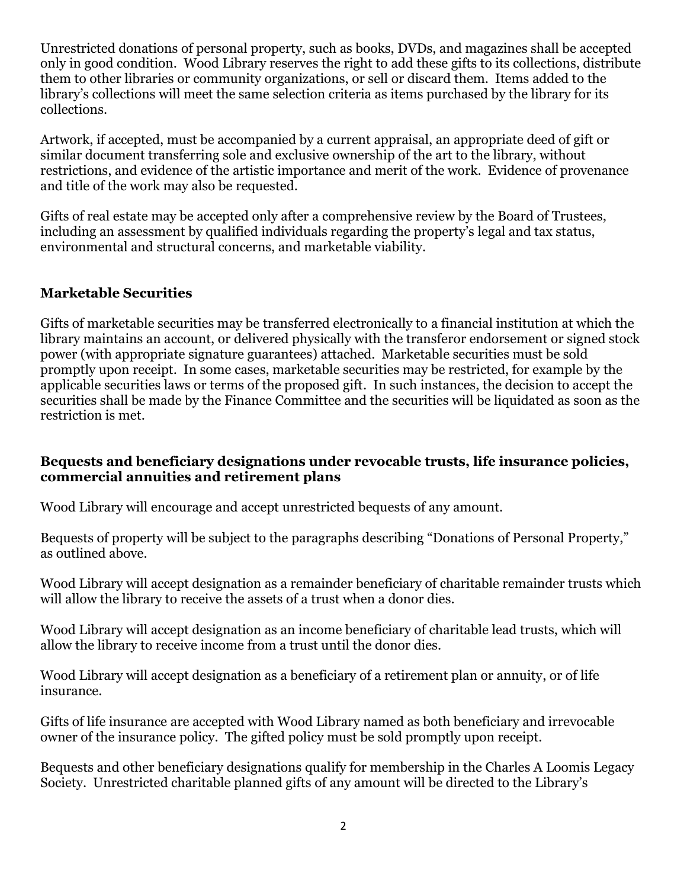Unrestricted donations of personal property, such as books, DVDs, and magazines shall be accepted only in good condition. Wood Library reserves the right to add these gifts to its collections, distribute them to other libraries or community organizations, or sell or discard them. Items added to the library's collections will meet the same selection criteria as items purchased by the library for its collections.

Artwork, if accepted, must be accompanied by a current appraisal, an appropriate deed of gift or similar document transferring sole and exclusive ownership of the art to the library, without restrictions, and evidence of the artistic importance and merit of the work. Evidence of provenance and title of the work may also be requested.

Gifts of real estate may be accepted only after a comprehensive review by the Board of Trustees, including an assessment by qualified individuals regarding the property's legal and tax status, environmental and structural concerns, and marketable viability.

## Marketable Securities

Gifts of marketable securities may be transferred electronically to a financial institution at which the library maintains an account, or delivered physically with the transferor endorsement or signed stock power (with appropriate signature guarantees) attached. Marketable securities must be sold promptly upon receipt. In some cases, marketable securities may be restricted, for example by the applicable securities laws or terms of the proposed gift. In such instances, the decision to accept the securities shall be made by the Finance Committee and the securities will be liquidated as soon as the restriction is met.

## Bequests and beneficiary designations under revocable trusts, life insurance policies, commercial annuities and retirement plans

Wood Library will encourage and accept unrestricted bequests of any amount.

Bequests of property will be subject to the paragraphs describing "Donations of Personal Property," as outlined above.

Wood Library will accept designation as a remainder beneficiary of charitable remainder trusts which will allow the library to receive the assets of a trust when a donor dies.

Wood Library will accept designation as an income beneficiary of charitable lead trusts, which will allow the library to receive income from a trust until the donor dies.

Wood Library will accept designation as a beneficiary of a retirement plan or annuity, or of life insurance.

Gifts of life insurance are accepted with Wood Library named as both beneficiary and irrevocable owner of the insurance policy. The gifted policy must be sold promptly upon receipt.

Bequests and other beneficiary designations qualify for membership in the Charles A Loomis Legacy Society. Unrestricted charitable planned gifts of any amount will be directed to the Library's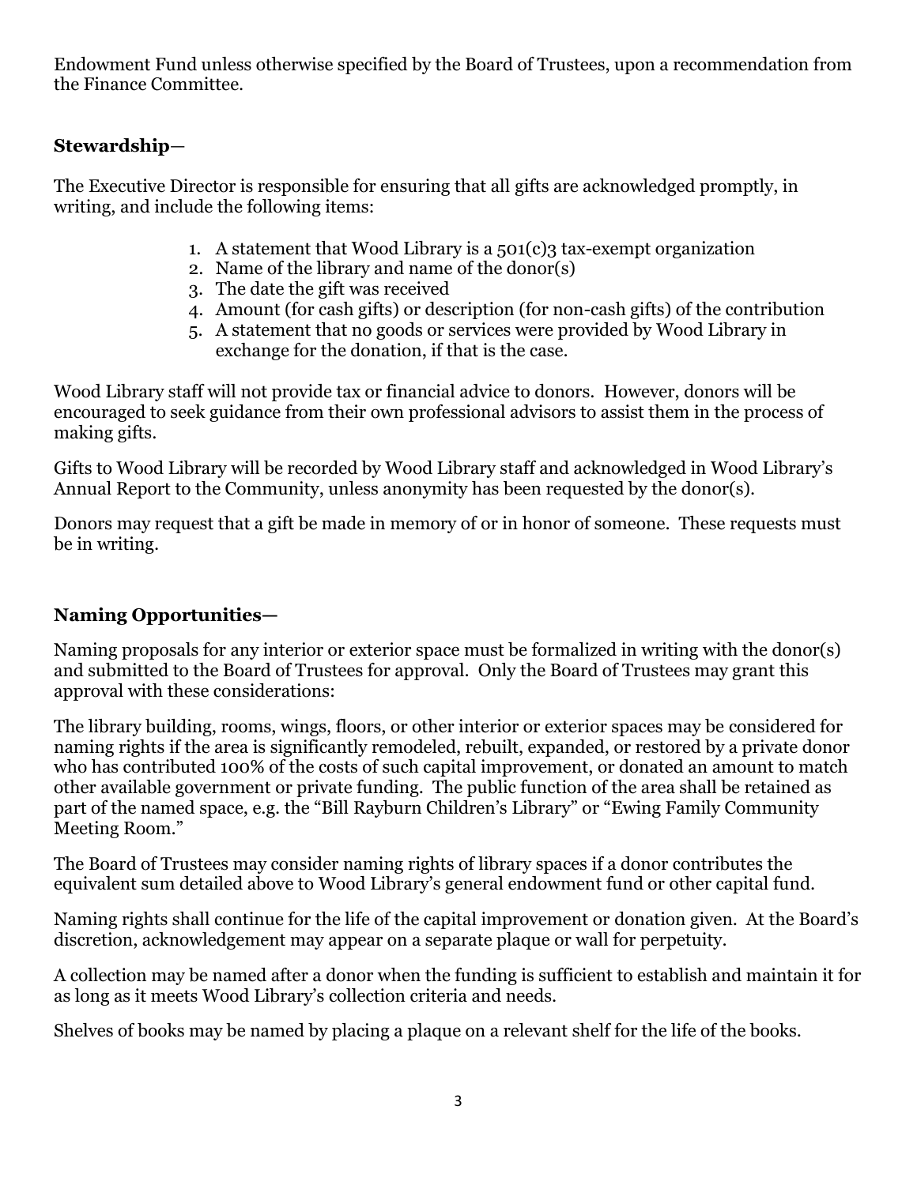Endowment Fund unless otherwise specified by the Board of Trustees, upon a recommendation from the Finance Committee.

**Stewardship**—

The Executive Director is responsible for ensuring that all gifts are acknowledged promptly, in writing, and include the following items:

1. A statement that Wood Library is a 501(c)3 tax-exempt organization
2. Name of the library and name of the donor(s)
3. The date the gift was received
4. Amount (for cash gifts) or description (for non-cash gifts) of the contribution
5. A statement that no goods or services were provided by Wood Library in exchange for the donation, if that is the case.

Wood Library staff will not provide tax or financial advice to donors. However, donors will be encouraged to seek guidance from their own professional advisors to assist them in the process of making gifts.

Gifts to Wood Library will be recorded by Wood Library staff and acknowledged in Wood Library's Annual Report to the Community, unless anonymity has been requested by the donor(s).

Donors may request that a gift be made in memory of or in honor of someone. These requests must be in writing.

**Naming Opportunities—**

Naming proposals for any interior or exterior space must be formalized in writing with the donor(s) and submitted to the Board of Trustees for approval. Only the Board of Trustees may grant this approval with these considerations:

The library building, rooms, wings, floors, or other interior or exterior spaces may be considered for naming rights if the area is significantly remodeled, rebuilt, expanded, or restored by a private donor who has contributed 100% of the costs of such capital improvement, or donated an amount to match other available government or private funding. The public function of the area shall be retained as part of the named space, e.g. the "Bill Rayburn Children's Library" or "Ewing Family Community Meeting Room."

The Board of Trustees may consider naming rights of library spaces if a donor contributes the equivalent sum detailed above to Wood Library's general endowment fund or other capital fund.

Naming rights shall continue for the life of the capital improvement or donation given. At the Board's discretion, acknowledgement may appear on a separate plaque or wall for perpetuity.

A collection may be named after a donor when the funding is sufficient to establish and maintain it for as long as it meets Wood Library's collection criteria and needs.

Shelves of books may be named by placing a plaque on a relevant shelf for the life of the books.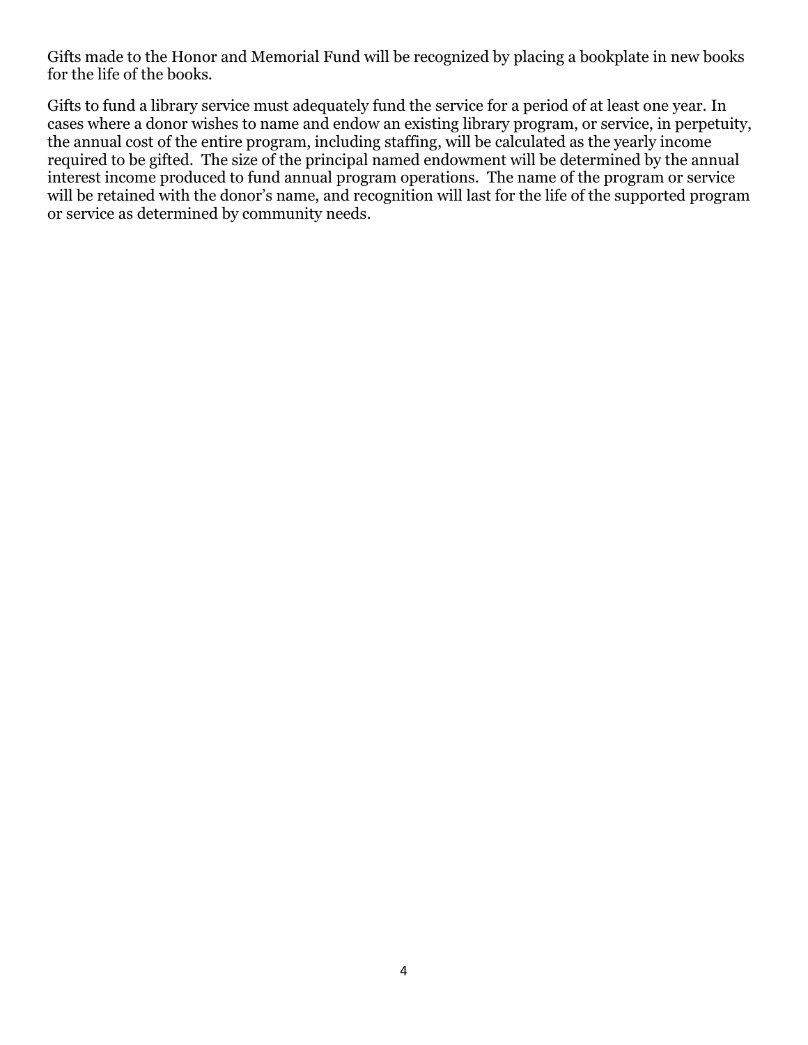Gifts made to the Honor and Memorial Fund will be recognized by placing a bookplate in new books for the life of the books.

Gifts to fund a library service must adequately fund the service for a period of at least one year. In cases where a donor wishes to name and endow an existing library program, or service, in perpetuity, the annual cost of the entire program, including staffing, will be calculated as the yearly income required to be gifted. The size of the principal named endowment will be determined by the annual interest income produced to fund annual program operations. The name of the program or service will be retained with the donor's name, and recognition will last for the life of the supported program or service as determined by community needs.